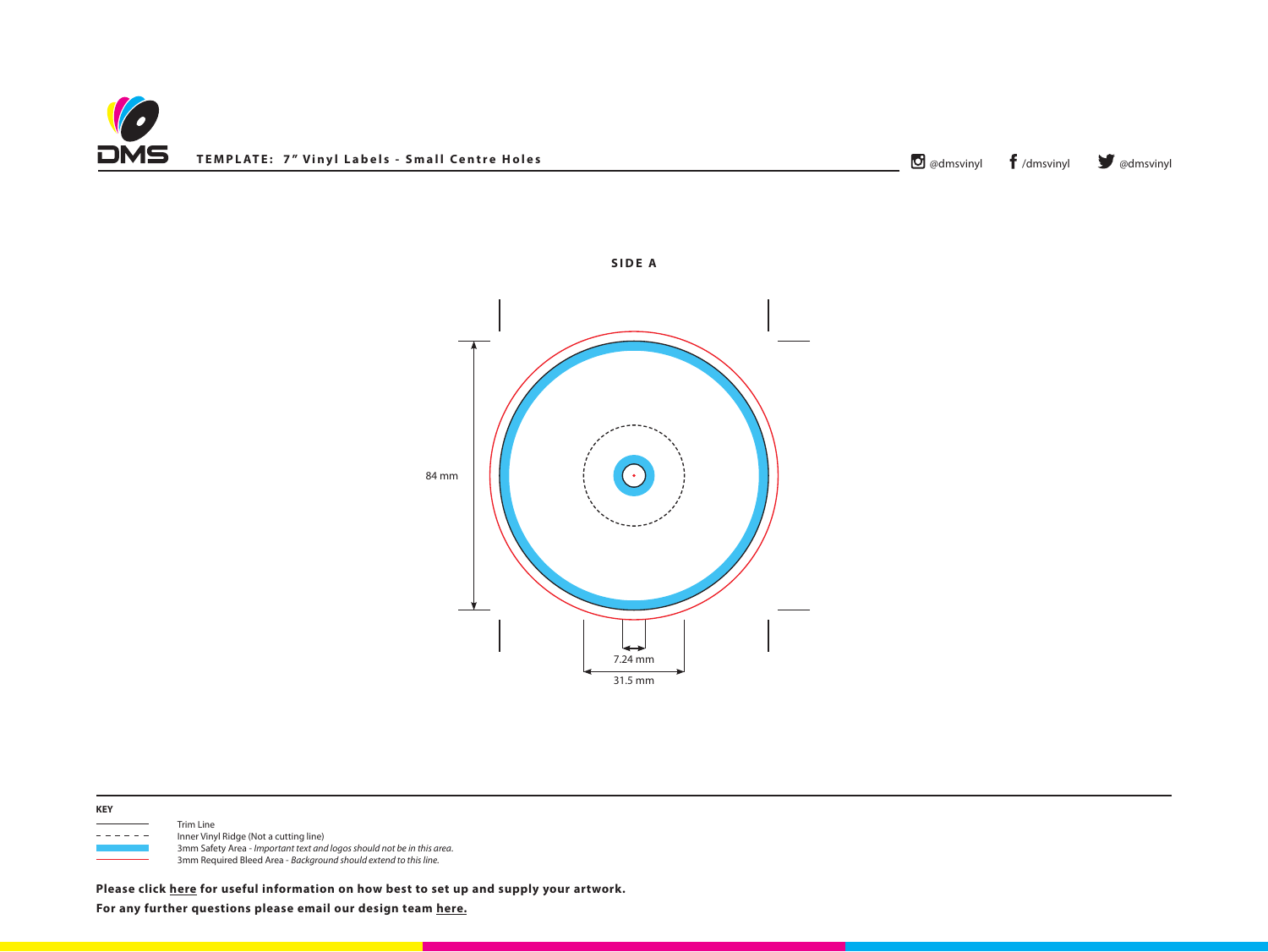DMS

**TEMPLATE: 7" Vinyl Labels - Small Centre Holes**

@dmsvinyl /dmsvinyl @dmsvinyl

**SIDE A**

84 mm

7.24 mm

31.5 mm

**KEY**

- Trim Line
- Inner Vinyl Ridge (Not a cutting line)
- 3mm Safety Area - *Important text and logos should not be in this area.*
- 3mm Required Bleed Area - *Background should extend to this line.*

**Please click here for useful information on how best to set up and supply your artwork.**

**For any further questions please email our design team here.**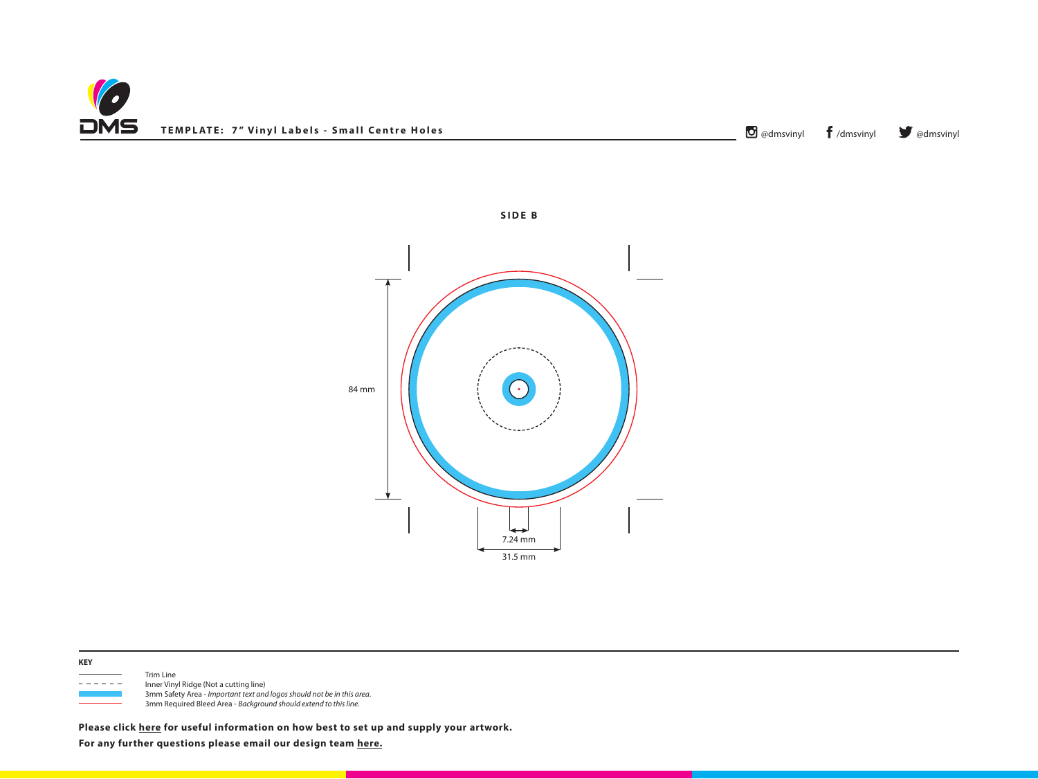DMS **TEMPLATE: 7" Vinyl Labels - Small Centre Holes**

@dmsvinyl /dmsvinyl @dmsvinyl

**SIDE B**

84 mm

7.24 mm

31.5 mm

**KEY**

Trim Line
Inner Vinyl Ridge (Not a cutting line)
3mm Safety Area - *Important text and logos should not be in this area.*
3mm Required Bleed Area - *Background should extend to this line.*

**Please click here for useful information on how best to set up and supply your artwork.**

**For any further questions please email our design team here.**